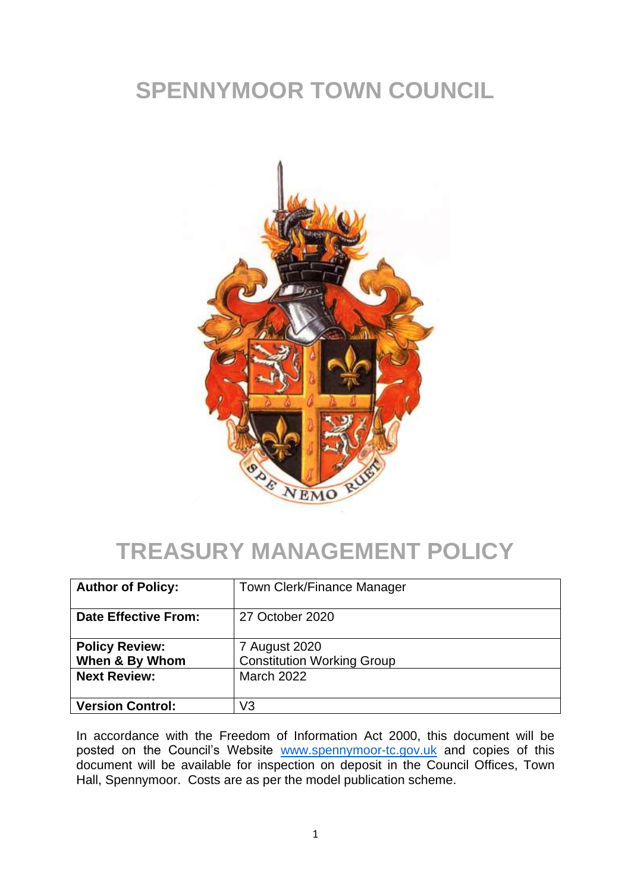# SPENNYMOOR TOWN COUNCIL

# TREASURY MANAGEMENT POLICY

| **Author of Policy:** | Town Clerk/Finance Manager |
| --- | --- |
| **Date Effective From:** | 27 October 2020 |
| **Policy Review: When & By Whom** | 7 August 2020 Constitution Working Group |
| **Next Review:** | March 2022 |
| **Version Control:** | V3 |

In accordance with the Freedom of Information Act 2000, this document will be posted on the Council's Website [www.spennymoor-tc.gov.uk](http://www.spennymoor-tc.gov.uk) and copies of this document will be available for inspection on deposit in the Council Offices, Town Hall, Spennymoor. Costs are as per the model publication scheme.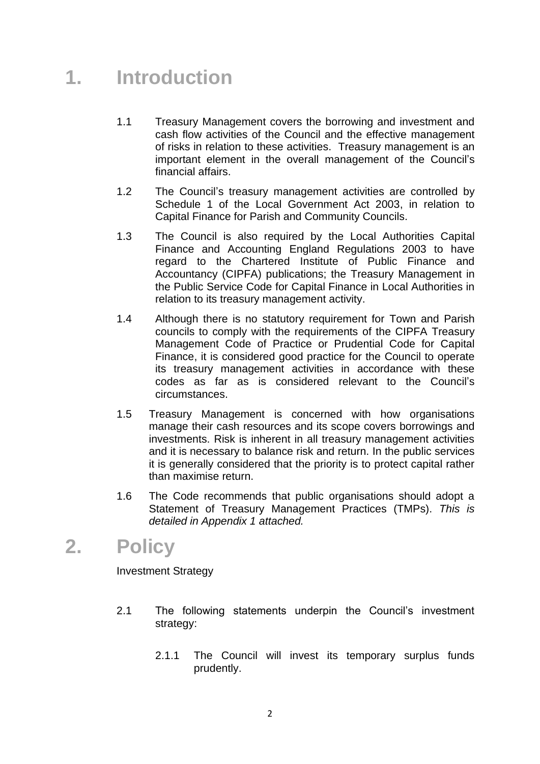# 1. Introduction

1.1 Treasury Management covers the borrowing and investment and cash flow activities of the Council and the effective management of risks in relation to these activities. Treasury management is an important element in the overall management of the Council's financial affairs.

1.2 The Council's treasury management activities are controlled by Schedule 1 of the Local Government Act 2003, in relation to Capital Finance for Parish and Community Councils.

1.3 The Council is also required by the Local Authorities Capital Finance and Accounting England Regulations 2003 to have regard to the Chartered Institute of Public Finance and Accountancy (CIPFA) publications; the Treasury Management in the Public Service Code for Capital Finance in Local Authorities in relation to its treasury management activity.

1.4 Although there is no statutory requirement for Town and Parish councils to comply with the requirements of the CIPFA Treasury Management Code of Practice or Prudential Code for Capital Finance, it is considered good practice for the Council to operate its treasury management activities in accordance with these codes as far as is considered relevant to the Council's circumstances.

1.5 Treasury Management is concerned with how organisations manage their cash resources and its scope covers borrowings and investments. Risk is inherent in all treasury management activities and it is necessary to balance risk and return. In the public services it is generally considered that the priority is to protect capital rather than maximise return.

1.6 The Code recommends that public organisations should adopt a Statement of Treasury Management Practices (TMPs). *This is detailed in Appendix 1 attached.*

# 2. Policy

Investment Strategy

2.1 The following statements underpin the Council's investment strategy:

2.1.1 The Council will invest its temporary surplus funds prudently.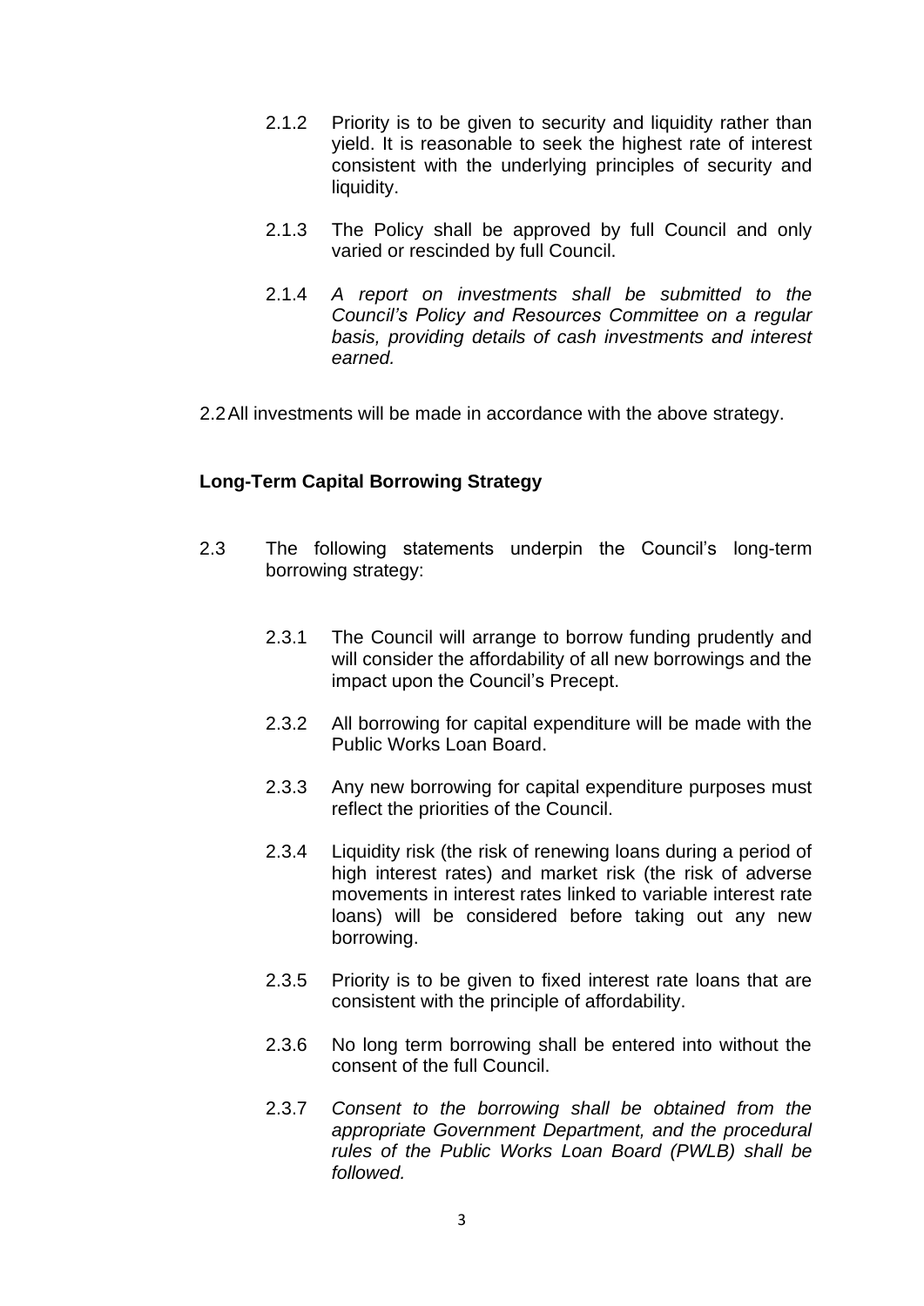2.1.2 Priority is to be given to security and liquidity rather than yield. It is reasonable to seek the highest rate of interest consistent with the underlying principles of security and liquidity.

2.1.3 The Policy shall be approved by full Council and only varied or rescinded by full Council.

2.1.4 *A report on investments shall be submitted to the Council's Policy and Resources Committee on a regular basis, providing details of cash investments and interest earned.*

2.2 All investments will be made in accordance with the above strategy.

**Long-Term Capital Borrowing Strategy**

2.3 The following statements underpin the Council's long-term borrowing strategy:

2.3.1 The Council will arrange to borrow funding prudently and will consider the affordability of all new borrowings and the impact upon the Council's Precept.

2.3.2 All borrowing for capital expenditure will be made with the Public Works Loan Board.

2.3.3 Any new borrowing for capital expenditure purposes must reflect the priorities of the Council.

2.3.4 Liquidity risk (the risk of renewing loans during a period of high interest rates) and market risk (the risk of adverse movements in interest rates linked to variable interest rate loans) will be considered before taking out any new borrowing.

2.3.5 Priority is to be given to fixed interest rate loans that are consistent with the principle of affordability.

2.3.6 No long term borrowing shall be entered into without the consent of the full Council.

2.3.7 *Consent to the borrowing shall be obtained from the appropriate Government Department, and the procedural rules of the Public Works Loan Board (PWLB) shall be followed.*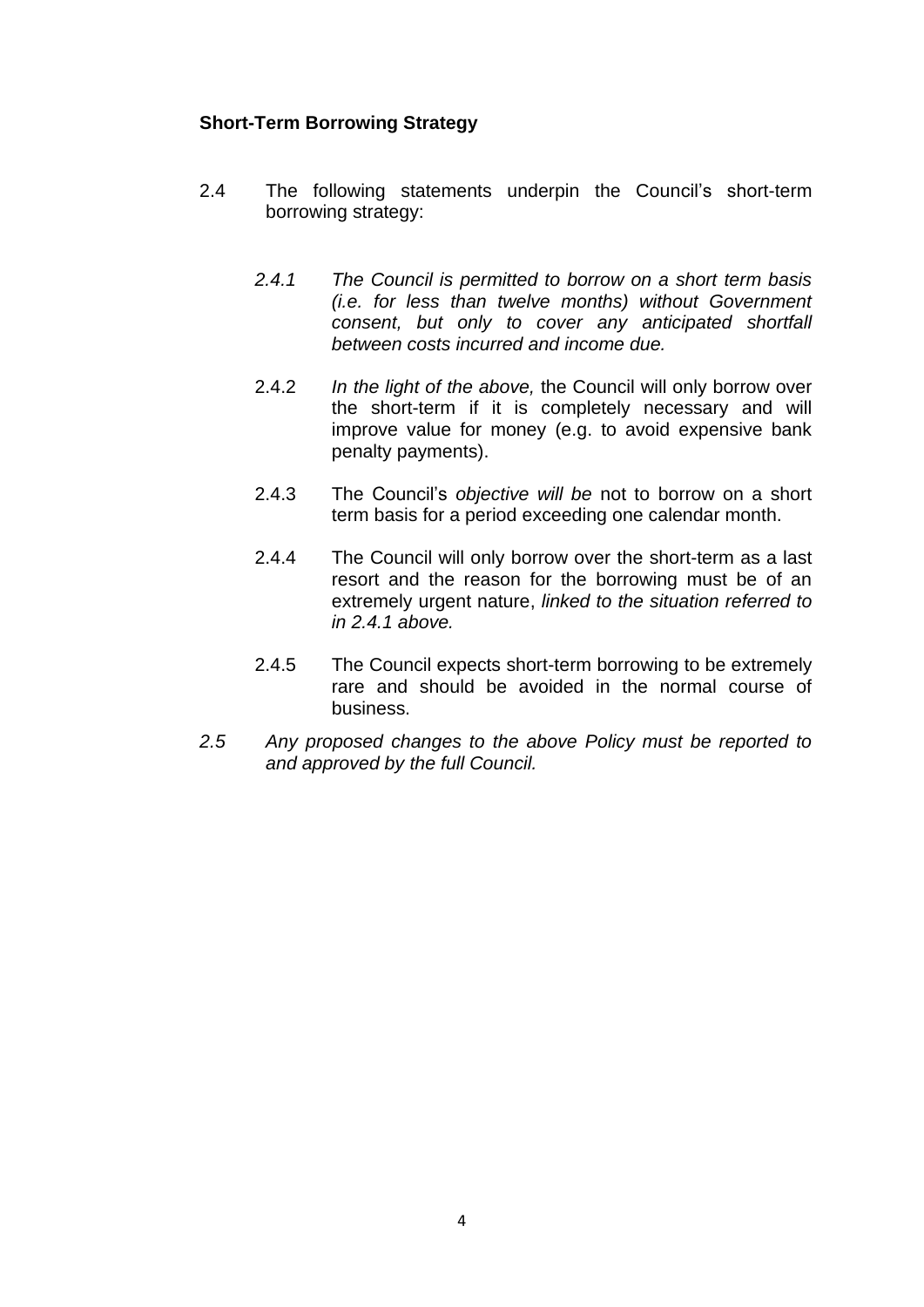**Short-Term Borrowing Strategy**

2.4 The following statements underpin the Council's short-term borrowing strategy:

*2.4.1 The Council is permitted to borrow on a short term basis (i.e. for less than twelve months) without Government consent, but only to cover any anticipated shortfall between costs incurred and income due.*

2.4.2 *In the light of the above,* the Council will only borrow over the short-term if it is completely necessary and will improve value for money (e.g. to avoid expensive bank penalty payments).

2.4.3 The Council's *objective will be* not to borrow on a short term basis for a period exceeding one calendar month.

2.4.4 The Council will only borrow over the short-term as a last resort and the reason for the borrowing must be of an extremely urgent nature, *linked to the situation referred to in 2.4.1 above.*

2.4.5 The Council expects short-term borrowing to be extremely rare and should be avoided in the normal course of business.

*2.5 Any proposed changes to the above Policy must be reported to and approved by the full Council.*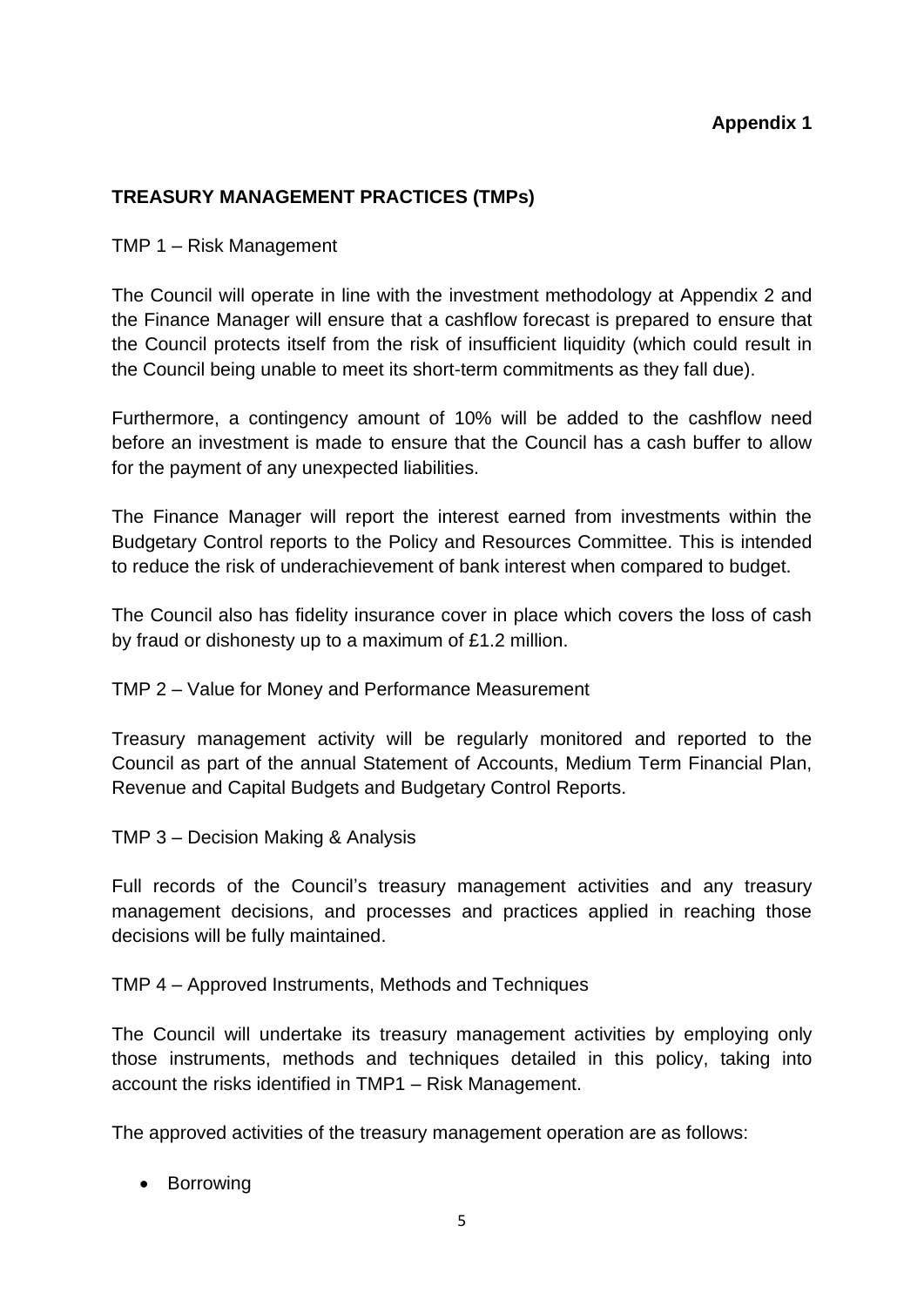**Appendix 1**

## TREASURY MANAGEMENT PRACTICES (TMPs)

TMP 1 – Risk Management

The Council will operate in line with the investment methodology at Appendix 2 and the Finance Manager will ensure that a cashflow forecast is prepared to ensure that the Council protects itself from the risk of insufficient liquidity (which could result in the Council being unable to meet its short-term commitments as they fall due).

Furthermore, a contingency amount of 10% will be added to the cashflow need before an investment is made to ensure that the Council has a cash buffer to allow for the payment of any unexpected liabilities.

The Finance Manager will report the interest earned from investments within the Budgetary Control reports to the Policy and Resources Committee. This is intended to reduce the risk of underachievement of bank interest when compared to budget.

The Council also has fidelity insurance cover in place which covers the loss of cash by fraud or dishonesty up to a maximum of £1.2 million.

TMP 2 – Value for Money and Performance Measurement

Treasury management activity will be regularly monitored and reported to the Council as part of the annual Statement of Accounts, Medium Term Financial Plan, Revenue and Capital Budgets and Budgetary Control Reports.

TMP 3 – Decision Making & Analysis

Full records of the Council's treasury management activities and any treasury management decisions, and processes and practices applied in reaching those decisions will be fully maintained.

TMP 4 – Approved Instruments, Methods and Techniques

The Council will undertake its treasury management activities by employing only those instruments, methods and techniques detailed in this policy, taking into account the risks identified in TMP1 – Risk Management.

The approved activities of the treasury management operation are as follows:

- Borrowing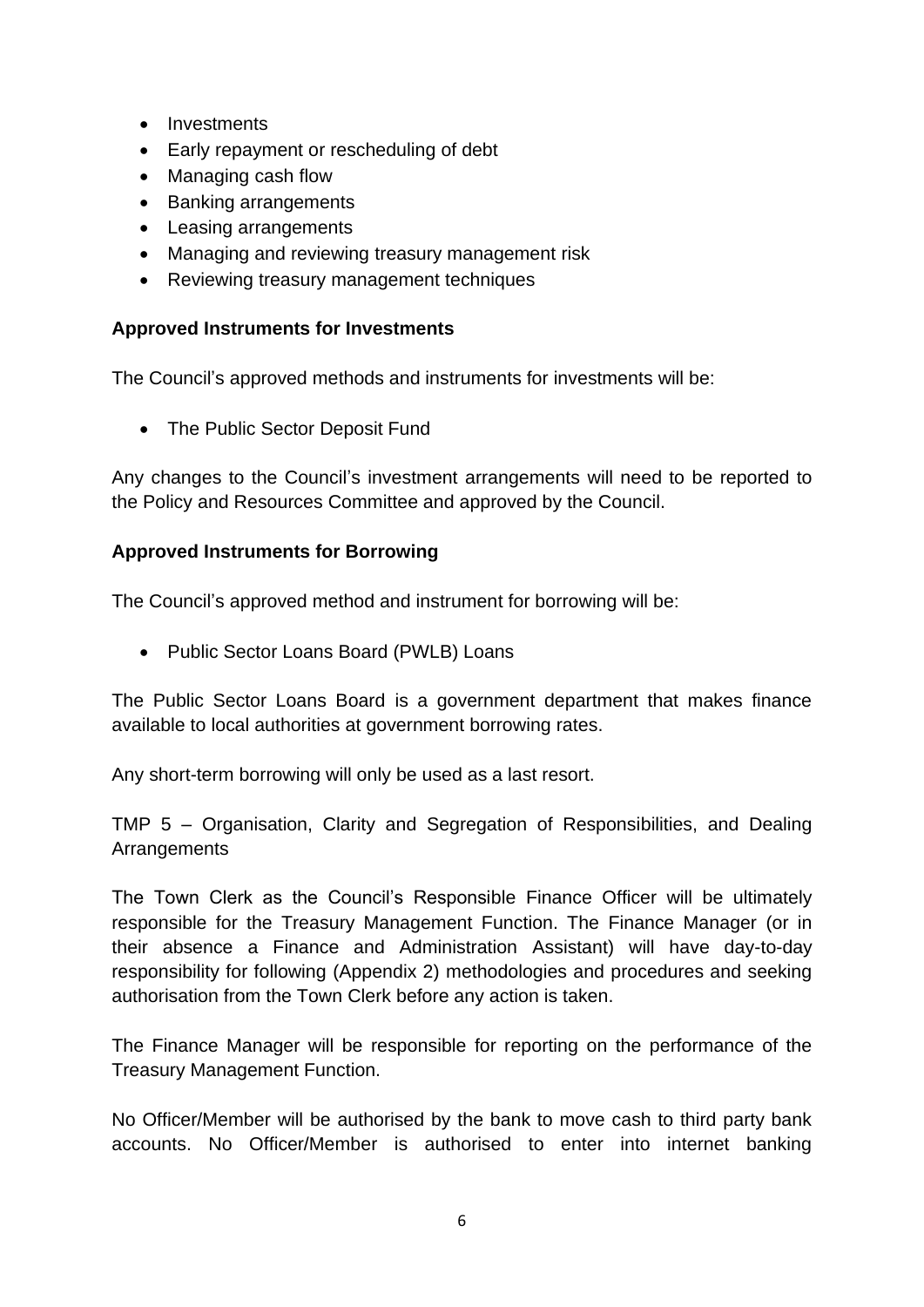- Investments
- Early repayment or rescheduling of debt
- Managing cash flow
- Banking arrangements
- Leasing arrangements
- Managing and reviewing treasury management risk
- Reviewing treasury management techniques

**Approved Instruments for Investments**

The Council's approved methods and instruments for investments will be:

- The Public Sector Deposit Fund

Any changes to the Council's investment arrangements will need to be reported to the Policy and Resources Committee and approved by the Council.

**Approved Instruments for Borrowing**

The Council's approved method and instrument for borrowing will be:

- Public Sector Loans Board (PWLB) Loans

The Public Sector Loans Board is a government department that makes finance available to local authorities at government borrowing rates.

Any short-term borrowing will only be used as a last resort.

TMP 5 – Organisation, Clarity and Segregation of Responsibilities, and Dealing Arrangements

The Town Clerk as the Council's Responsible Finance Officer will be ultimately responsible for the Treasury Management Function. The Finance Manager (or in their absence a Finance and Administration Assistant) will have day-to-day responsibility for following (Appendix 2) methodologies and procedures and seeking authorisation from the Town Clerk before any action is taken.

The Finance Manager will be responsible for reporting on the performance of the Treasury Management Function.

No Officer/Member will be authorised by the bank to move cash to third party bank accounts. No Officer/Member is authorised to enter into internet banking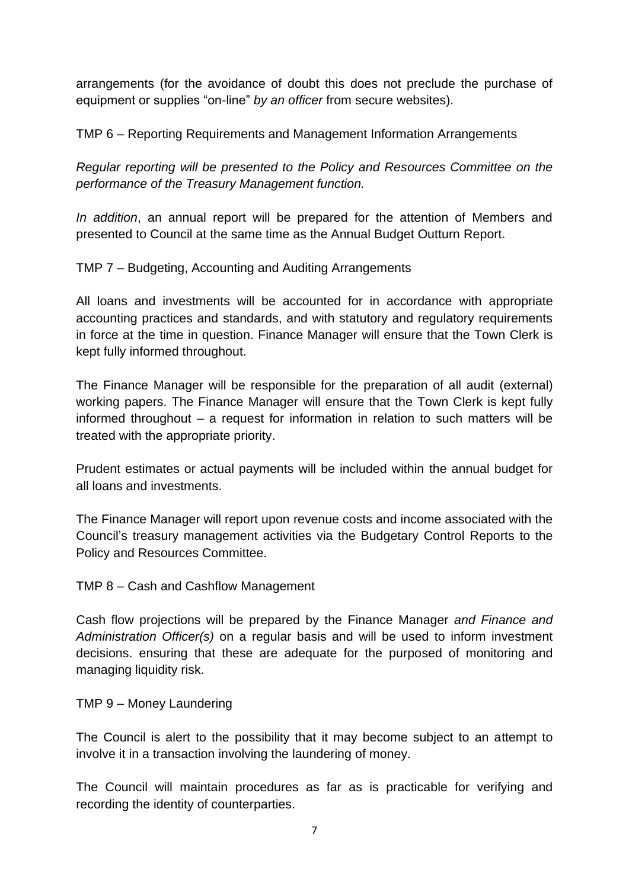arrangements (for the avoidance of doubt this does not preclude the purchase of equipment or supplies "on-line" *by an officer* from secure websites).

TMP 6 – Reporting Requirements and Management Information Arrangements

*Regular reporting will be presented to the Policy and Resources Committee on the performance of the Treasury Management function.*

*In addition*, an annual report will be prepared for the attention of Members and presented to Council at the same time as the Annual Budget Outturn Report.

TMP 7 – Budgeting, Accounting and Auditing Arrangements

All loans and investments will be accounted for in accordance with appropriate accounting practices and standards, and with statutory and regulatory requirements in force at the time in question. Finance Manager will ensure that the Town Clerk is kept fully informed throughout.

The Finance Manager will be responsible for the preparation of all audit (external) working papers. The Finance Manager will ensure that the Town Clerk is kept fully informed throughout – a request for information in relation to such matters will be treated with the appropriate priority.

Prudent estimates or actual payments will be included within the annual budget for all loans and investments.

The Finance Manager will report upon revenue costs and income associated with the Council's treasury management activities via the Budgetary Control Reports to the Policy and Resources Committee.

TMP 8 – Cash and Cashflow Management

Cash flow projections will be prepared by the Finance Manager *and Finance and Administration Officer(s)* on a regular basis and will be used to inform investment decisions. ensuring that these are adequate for the purposed of monitoring and managing liquidity risk.

TMP 9 – Money Laundering

The Council is alert to the possibility that it may become subject to an attempt to involve it in a transaction involving the laundering of money.

The Council will maintain procedures as far as is practicable for verifying and recording the identity of counterparties.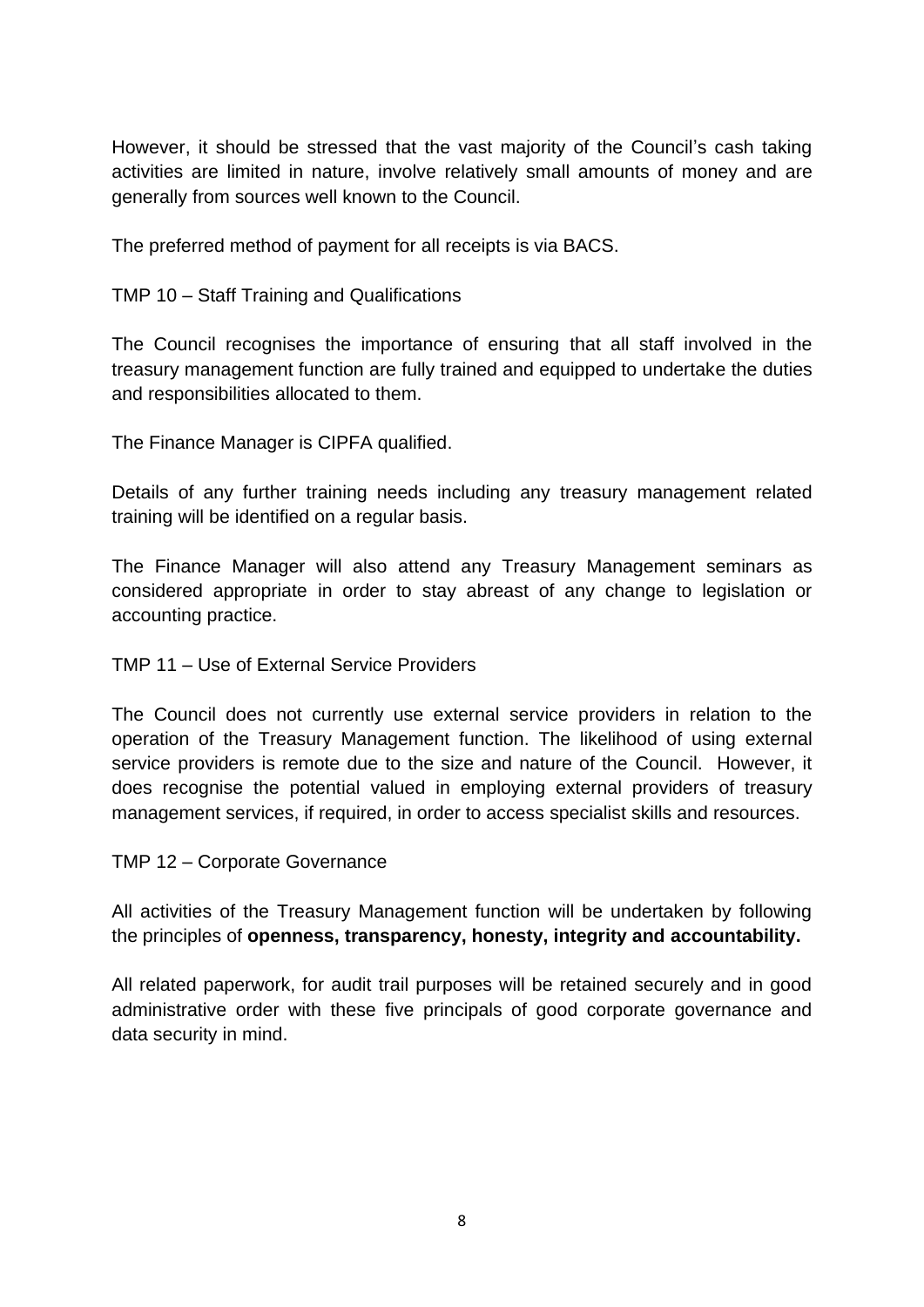However, it should be stressed that the vast majority of the Council's cash taking activities are limited in nature, involve relatively small amounts of money and are generally from sources well known to the Council.

The preferred method of payment for all receipts is via BACS.

TMP 10 – Staff Training and Qualifications

The Council recognises the importance of ensuring that all staff involved in the treasury management function are fully trained and equipped to undertake the duties and responsibilities allocated to them.

The Finance Manager is CIPFA qualified.

Details of any further training needs including any treasury management related training will be identified on a regular basis.

The Finance Manager will also attend any Treasury Management seminars as considered appropriate in order to stay abreast of any change to legislation or accounting practice.

TMP 11 – Use of External Service Providers

The Council does not currently use external service providers in relation to the operation of the Treasury Management function. The likelihood of using external service providers is remote due to the size and nature of the Council. However, it does recognise the potential valued in employing external providers of treasury management services, if required, in order to access specialist skills and resources.

TMP 12 – Corporate Governance

All activities of the Treasury Management function will be undertaken by following the principles of **openness, transparency, honesty, integrity and accountability.**

All related paperwork, for audit trail purposes will be retained securely and in good administrative order with these five principals of good corporate governance and data security in mind.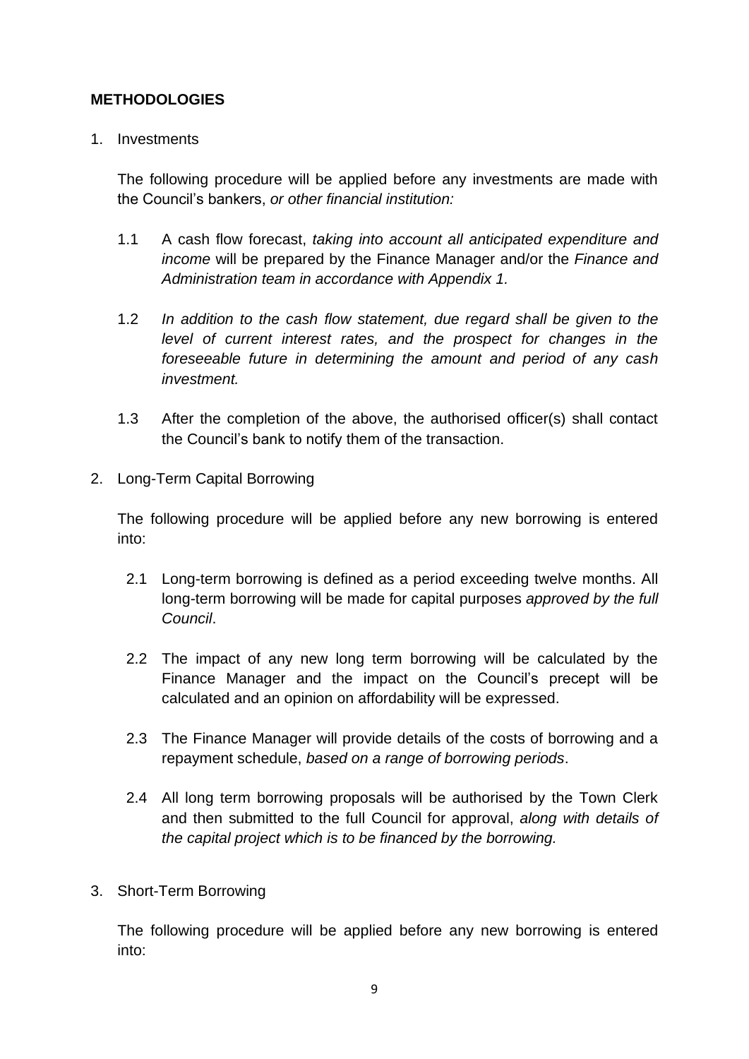**METHODOLOGIES**

1. Investments

   The following procedure will be applied before any investments are made with the Council's bankers, *or other financial institution:*

   1.1 A cash flow forecast, *taking into account all anticipated expenditure and income* will be prepared by the Finance Manager and/or the *Finance and Administration team in accordance with Appendix 1.*

   1.2 *In addition to the cash flow statement, due regard shall be given to the level of current interest rates, and the prospect for changes in the foreseeable future in determining the amount and period of any cash investment.*

   1.3 After the completion of the above, the authorised officer(s) shall contact the Council's bank to notify them of the transaction.

2. Long-Term Capital Borrowing

   The following procedure will be applied before any new borrowing is entered into:

   2.1 Long-term borrowing is defined as a period exceeding twelve months. All long-term borrowing will be made for capital purposes *approved by the full Council*.

   2.2 The impact of any new long term borrowing will be calculated by the Finance Manager and the impact on the Council's precept will be calculated and an opinion on affordability will be expressed.

   2.3 The Finance Manager will provide details of the costs of borrowing and a repayment schedule, *based on a range of borrowing periods*.

   2.4 All long term borrowing proposals will be authorised by the Town Clerk and then submitted to the full Council for approval, *along with details of the capital project which is to be financed by the borrowing.*

3. Short-Term Borrowing

   The following procedure will be applied before any new borrowing is entered into: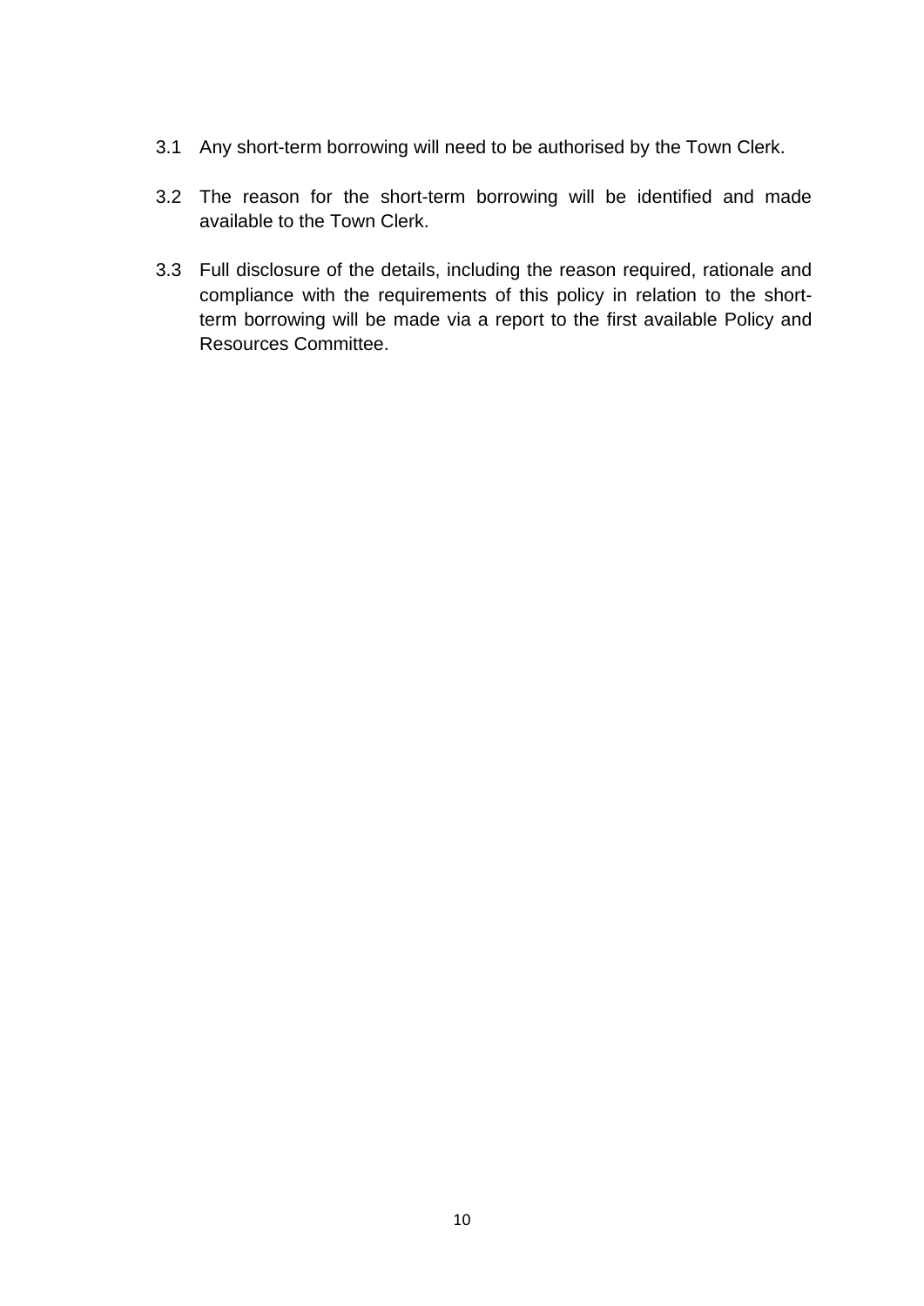3.1 Any short-term borrowing will need to be authorised by the Town Clerk.

3.2 The reason for the short-term borrowing will be identified and made available to the Town Clerk.

3.3 Full disclosure of the details, including the reason required, rationale and compliance with the requirements of this policy in relation to the short-term borrowing will be made via a report to the first available Policy and Resources Committee.